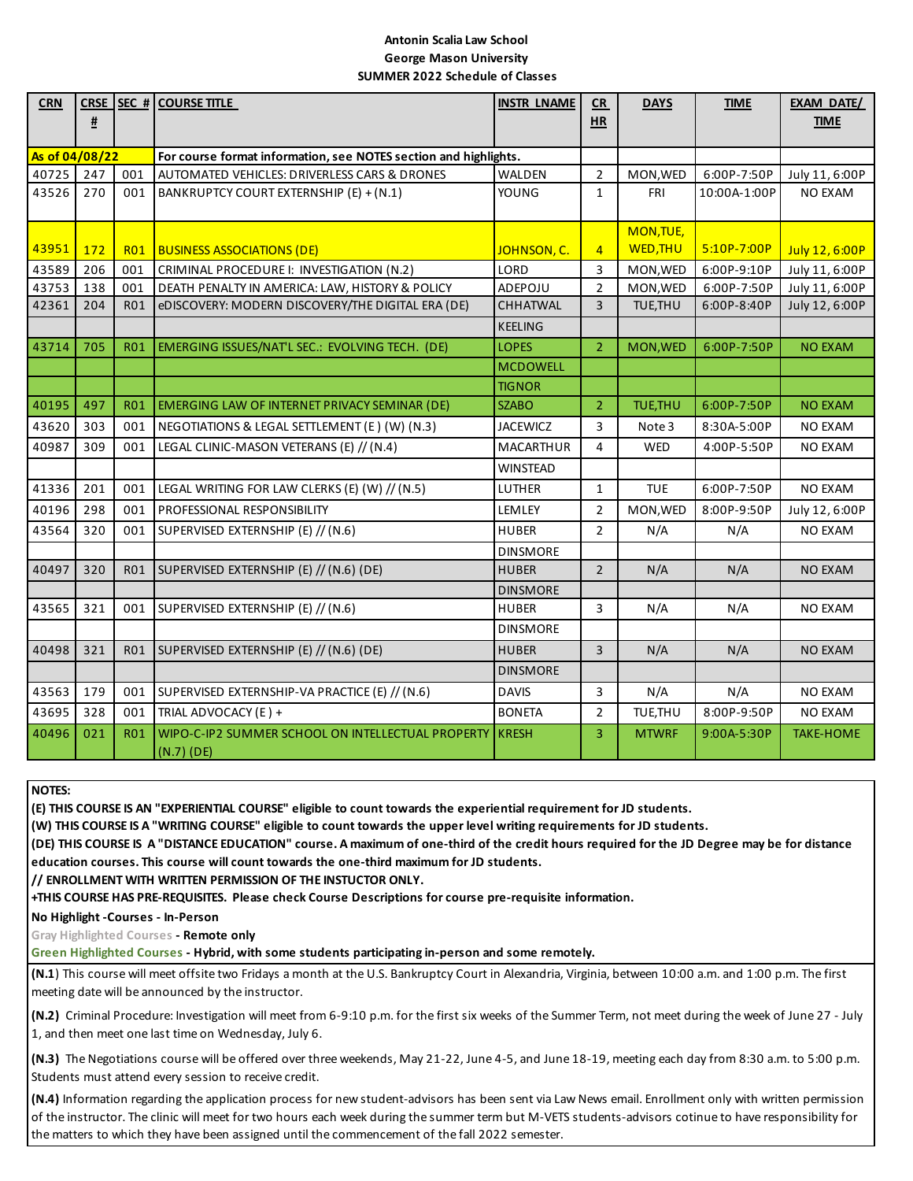**Antonin Scalia Law School**
**George Mason University**
**SUMMER 2022 Schedule of Classes**

| CRN | CRSE # | SEC # | COURSE TITLE | INSTR LNAME | CR HR | DAYS | TIME | EXAM DATE/ TIME |
|---|---|---|---|---|---|---|---|---|
| As of 04/08/22 | | | For course format information, see NOTES section and highlights. | | | | | |
| 40725 | 247 | 001 | AUTOMATED VEHICLES: DRIVERLESS CARS & DRONES | WALDEN | 2 | MON,WED | 6:00P-7:50P | July 11, 6:00P |
| 43526 | 270 | 001 | BANKRUPTCY COURT EXTERNSHIP (E) + (N.1) | YOUNG | 1 | FRI | 10:00A-1:00P | NO EXAM |
| 43951 | 172 | R01 | BUSINESS ASSOCIATIONS (DE) | JOHNSON, C. | 4 | MON,TUE, WED,THU | 5:10P-7:00P | July 12, 6:00P |
| 43589 | 206 | 001 | CRIMINAL PROCEDURE I: INVESTIGATION (N.2) | LORD | 3 | MON,WED | 6:00P-9:10P | July 11, 6:00P |
| 43753 | 138 | 001 | DEATH PENALTY IN AMERICA: LAW, HISTORY & POLICY | ADEPOJU | 2 | MON,WED | 6:00P-7:50P | July 11, 6:00P |
| 42361 | 204 | R01 | eDISCOVERY: MODERN DISCOVERY/THE DIGITAL ERA (DE) | CHHATWAL | 3 | TUE,THU | 6:00P-8:40P | July 12, 6:00P |
| | | | | KEELING | | | | |
| 43714 | 705 | R01 | EMERGING ISSUES/NAT'L SEC.: EVOLVING TECH. (DE) | LOPES | 2 | MON,WED | 6:00P-7:50P | NO EXAM |
| | | | | MCDOWELL | | | | |
| | | | | TIGNOR | | | | |
| 40195 | 497 | R01 | EMERGING LAW OF INTERNET PRIVACY SEMINAR (DE) | SZABO | 2 | TUE,THU | 6:00P-7:50P | NO EXAM |
| 43620 | 303 | 001 | NEGOTIATIONS & LEGAL SETTLEMENT (E ) (W) (N.3) | JACEWICZ | 3 | Note 3 | 8:30A-5:00P | NO EXAM |
| 40987 | 309 | 001 | LEGAL CLINIC-MASON VETERANS (E) // (N.4) | MACARTHUR | 4 | WED | 4:00P-5:50P | NO EXAM |
| | | | | WINSTEAD | | | | |
| 41336 | 201 | 001 | LEGAL WRITING FOR LAW CLERKS (E) (W) // (N.5) | LUTHER | 1 | TUE | 6:00P-7:50P | NO EXAM |
| 40196 | 298 | 001 | PROFESSIONAL RESPONSIBILITY | LEMLEY | 2 | MON,WED | 8:00P-9:50P | July 12, 6:00P |
| 43564 | 320 | 001 | SUPERVISED EXTERNSHIP (E) // (N.6) | HUBER | 2 | N/A | N/A | NO EXAM |
| | | | | DINSMORE | | | | |
| 40497 | 320 | R01 | SUPERVISED EXTERNSHIP (E) // (N.6) (DE) | HUBER | 2 | N/A | N/A | NO EXAM |
| | | | | DINSMORE | | | | |
| 43565 | 321 | 001 | SUPERVISED EXTERNSHIP (E) // (N.6) | HUBER | 3 | N/A | N/A | NO EXAM |
| | | | | DINSMORE | | | | |
| 40498 | 321 | R01 | SUPERVISED EXTERNSHIP (E) // (N.6) (DE) | HUBER | 3 | N/A | N/A | NO EXAM |
| | | | | DINSMORE | | | | |
| 43563 | 179 | 001 | SUPERVISED EXTERNSHIP-VA PRACTICE (E) // (N.6) | DAVIS | 3 | N/A | N/A | NO EXAM |
| 43695 | 328 | 001 | TRIAL ADVOCACY (E ) + | BONETA | 2 | TUE,THU | 8:00P-9:50P | NO EXAM |
| 40496 | 021 | R01 | WIPO-C-IP2 SUMMER SCHOOL ON INTELLECTUAL PROPERTY (N.7) (DE) | KRESH | 3 | MTWRF | 9:00A-5:30P | TAKE-HOME |

**NOTES:**

**(E) THIS COURSE IS AN "EXPERIENTIAL COURSE" eligible to count towards the experiential requirement for JD students.**

**(W) THIS COURSE IS A "WRITING COURSE" eligible to count towards the upper level writing requirements for JD students.**

**(DE) THIS COURSE IS A "DISTANCE EDUCATION" course. A maximum of one-third of the credit hours required for the JD Degree may be for distance education courses. This course will count towards the one-third maximum for JD students.**

**// ENROLLMENT WITH WRITTEN PERMISSION OF THE INSTUCTOR ONLY.**

**+THIS COURSE HAS PRE-REQUISITES. Please check Course Descriptions for course pre-requisite information.**

**No Highlight -Courses - In-Person**

**Gray Highlighted Courses - Remote only**

**Green Highlighted Courses - Hybrid, with some students participating in-person and some remotely.**

**(N.1)** This course will meet offsite two Fridays a month at the U.S. Bankruptcy Court in Alexandria, Virginia, between 10:00 a.m. and 1:00 p.m. The first meeting date will be announced by the instructor.

**(N.2)** Criminal Procedure: Investigation will meet from 6-9:10 p.m. for the first six weeks of the Summer Term, not meet during the week of June 27 - July 1, and then meet one last time on Wednesday, July 6.

**(N.3)** The Negotiations course will be offered over three weekends, May 21-22, June 4-5, and June 18-19, meeting each day from 8:30 a.m. to 5:00 p.m. Students must attend every session to receive credit.

**(N.4)** Information regarding the application process for new student-advisors has been sent via Law News email. Enrollment only with written permission of the instructor. The clinic will meet for two hours each week during the summer term but M-VETS students-advisors cotinue to have responsibility for the matters to which they have been assigned until the commencement of the fall 2022 semester.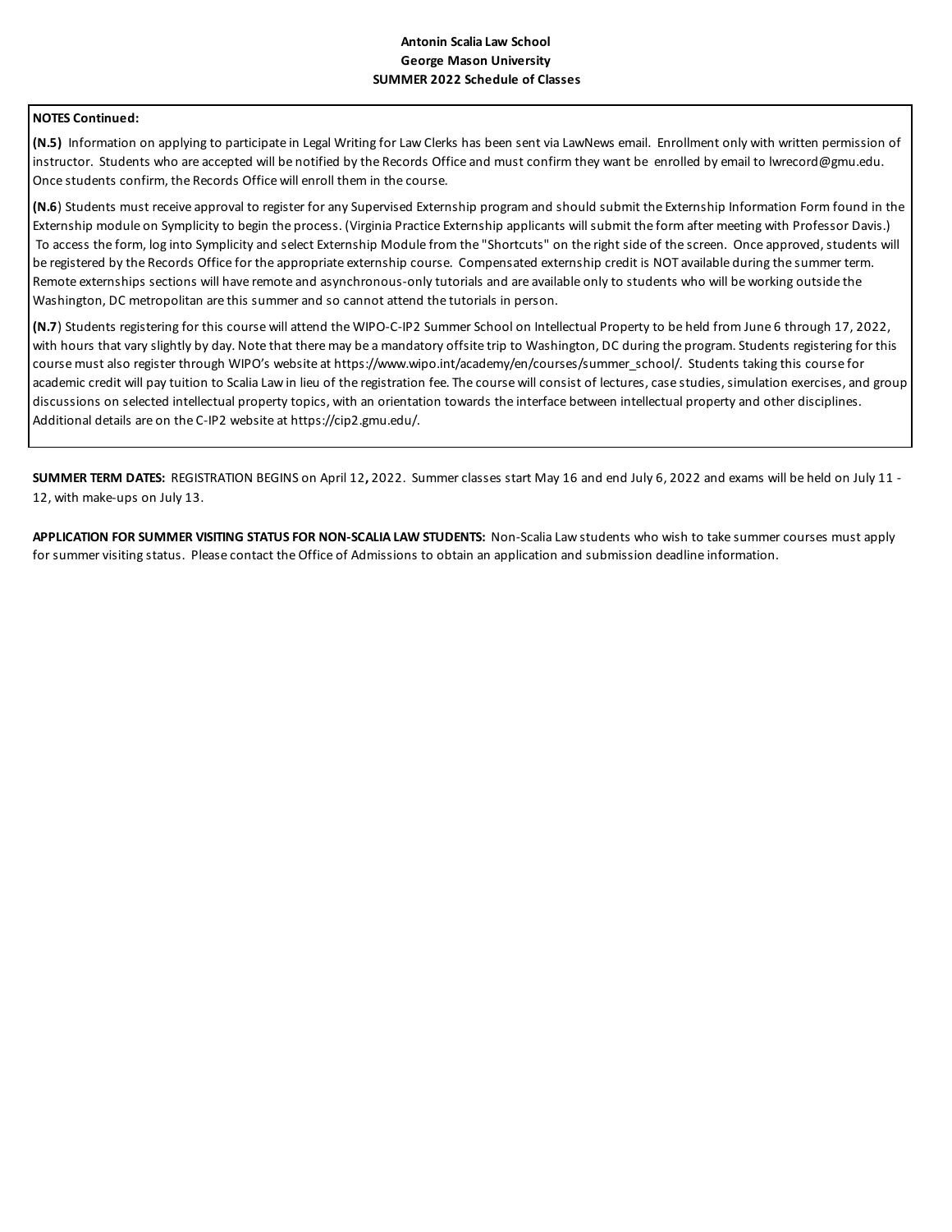**Antonin Scalia Law School**
**George Mason University**
**SUMMER 2022 Schedule of Classes**

**NOTES Continued:**

**(N.5)** Information on applying to participate in Legal Writing for Law Clerks has been sent via LawNews email. Enrollment only with written permission of instructor. Students who are accepted will be notified by the Records Office and must confirm they want be enrolled by email to lwrecord@gmu.edu. Once students confirm, the Records Office will enroll them in the course.

**(N.6**) Students must receive approval to register for any Supervised Externship program and should submit the Externship Information Form found in the Externship module on Symplicity to begin the process. (Virginia Practice Externship applicants will submit the form after meeting with Professor Davis.) To access the form, log into Symplicity and select Externship Module from the "Shortcuts" on the right side of the screen. Once approved, students will be registered by the Records Office for the appropriate externship course. Compensated externship credit is NOT available during the summer term. Remote externships sections will have remote and asynchronous-only tutorials and are available only to students who will be working outside the Washington, DC metropolitan are this summer and so cannot attend the tutorials in person.

**(N.7**) Students registering for this course will attend the WIPO-C-IP2 Summer School on Intellectual Property to be held from June 6 through 17, 2022, with hours that vary slightly by day. Note that there may be a mandatory offsite trip to Washington, DC during the program. Students registering for this course must also register through WIPO's website at https://www.wipo.int/academy/en/courses/summer_school/. Students taking this course for academic credit will pay tuition to Scalia Law in lieu of the registration fee. The course will consist of lectures, case studies, simulation exercises, and group discussions on selected intellectual property topics, with an orientation towards the interface between intellectual property and other disciplines. Additional details are on the C-IP2 website at https://cip2.gmu.edu/.

**SUMMER TERM DATES:** REGISTRATION BEGINS on April 12**,** 2022. Summer classes start May 16 and end July 6, 2022 and exams will be held on July 11 - 12, with make-ups on July 13.

**APPLICATION FOR SUMMER VISITING STATUS FOR NON-SCALIA LAW STUDENTS:** Non-Scalia Law students who wish to take summer courses must apply for summer visiting status. Please contact the Office of Admissions to obtain an application and submission deadline information.